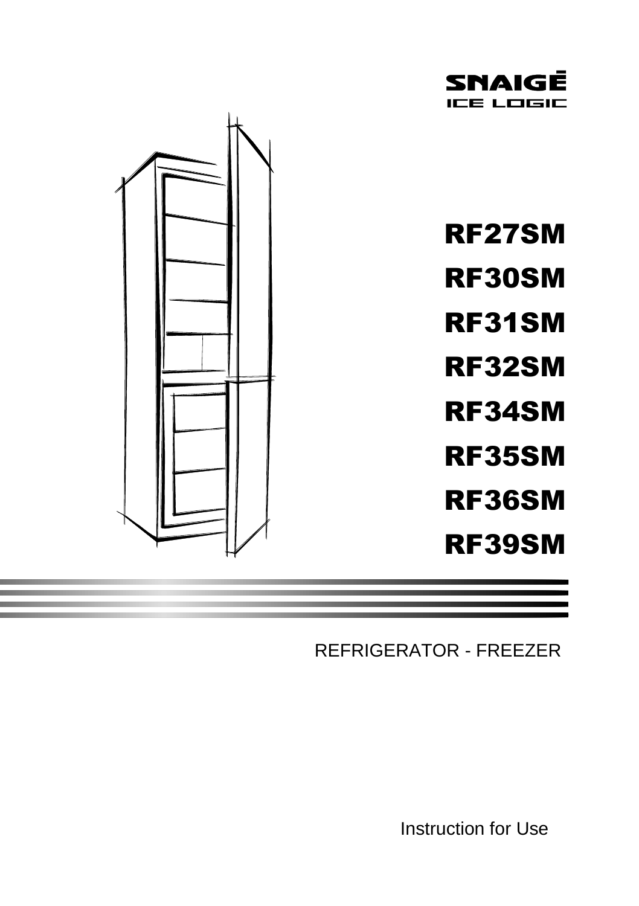SNAIGĖ
ICE LOGIC

# RF27SM

# RF30SM

# RF31SM

# RF32SM

# RF34SM

# RF35SM

# RF36SM

# RF39SM

REFRIGERATOR - FREEZER

Instruction for Use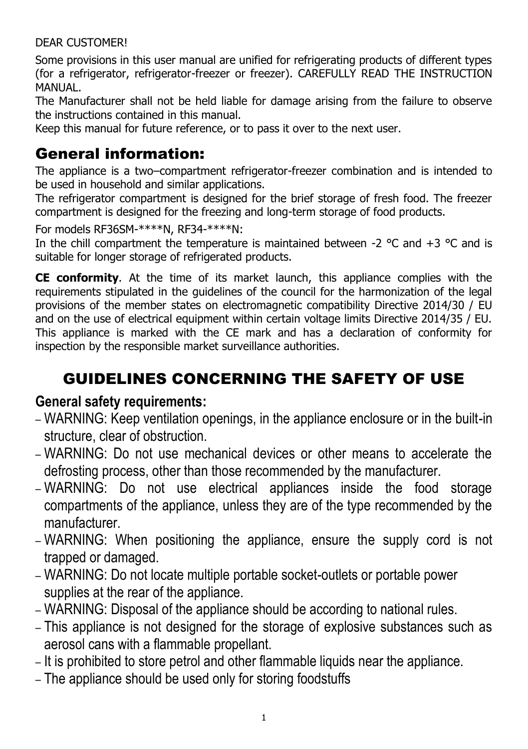DEAR CUSTOMER!

Some provisions in this user manual are unified for refrigerating products of different types (for a refrigerator, refrigerator-freezer or freezer). CAREFULLY READ THE INSTRUCTION MANUAL.

The Manufacturer shall not be held liable for damage arising from the failure to observe the instructions contained in this manual.

Keep this manual for future reference, or to pass it over to the next user.

## General information:

The appliance is a two–compartment refrigerator-freezer combination and is intended to be used in household and similar applications.

The refrigerator compartment is designed for the brief storage of fresh food. The freezer compartment is designed for the freezing and long-term storage of food products.

For models RF36SM-****N, RF34-****N:

In the chill compartment the temperature is maintained between -2 °C and +3 °C and is suitable for longer storage of refrigerated products.

**CE conformity**. At the time of its market launch, this appliance complies with the requirements stipulated in the guidelines of the council for the harmonization of the legal provisions of the member states on electromagnetic compatibility Directive 2014/30 / EU and on the use of electrical equipment within certain voltage limits Directive 2014/35 / EU. This appliance is marked with the CE mark and has a declaration of conformity for inspection by the responsible market surveillance authorities.

# GUIDELINES CONCERNING THE SAFETY OF USE

### General safety requirements:

- WARNING: Keep ventilation openings, in the appliance enclosure or in the built-in structure, clear of obstruction.
- WARNING: Do not use mechanical devices or other means to accelerate the defrosting process, other than those recommended by the manufacturer.
- WARNING: Do not use electrical appliances inside the food storage compartments of the appliance, unless they are of the type recommended by the manufacturer.
- WARNING: When positioning the appliance, ensure the supply cord is not trapped or damaged.
- WARNING: Do not locate multiple portable socket-outlets or portable power supplies at the rear of the appliance.
- WARNING: Disposal of the appliance should be according to national rules.
- This appliance is not designed for the storage of explosive substances such as aerosol cans with a flammable propellant.
- It is prohibited to store petrol and other flammable liquids near the appliance.
- The appliance should be used only for storing foodstuffs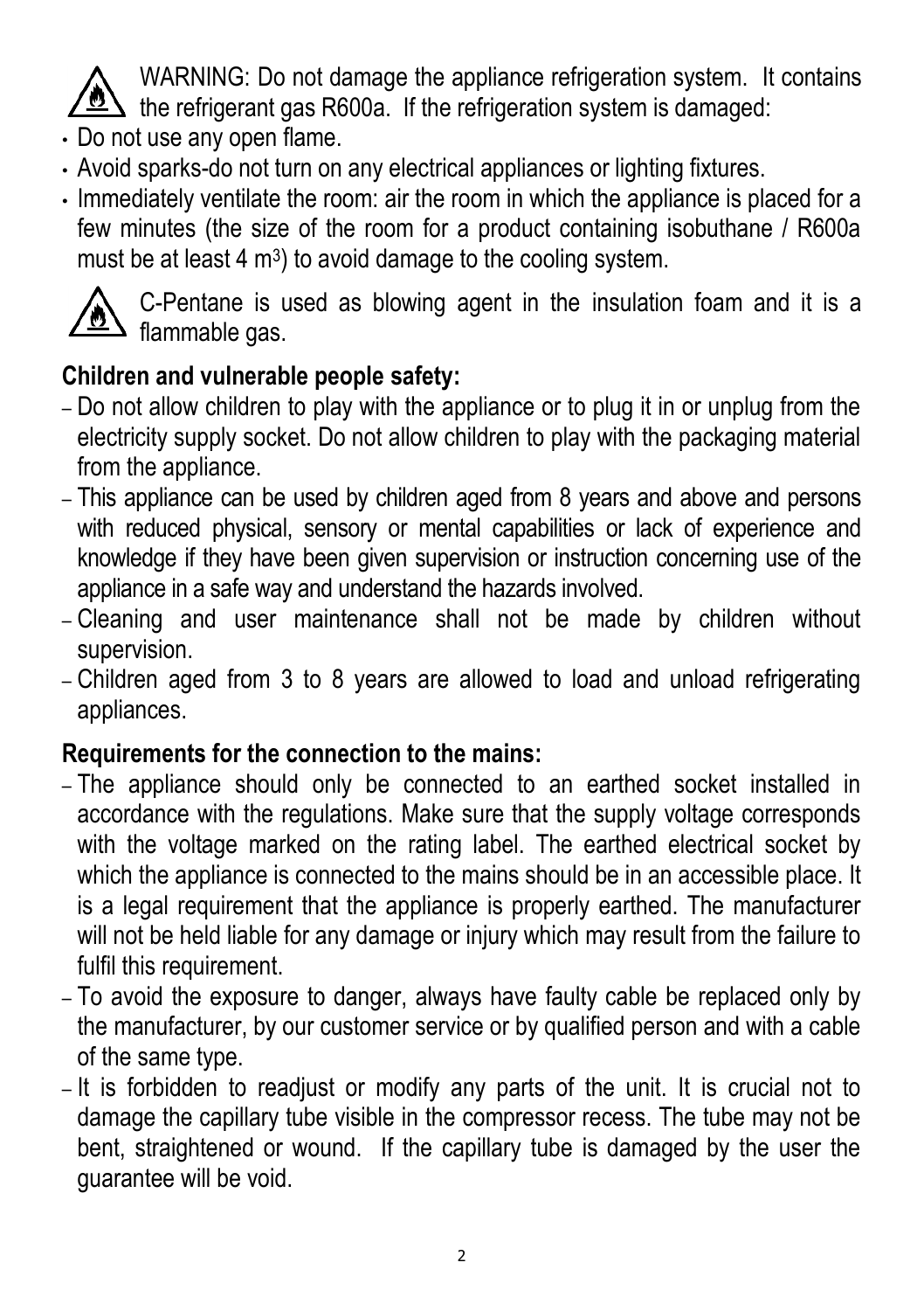WARNING: Do not damage the appliance refrigeration system. It contains the refrigerant gas R600a. If the refrigeration system is damaged:

- Do not use any open flame.
- Avoid sparks-do not turn on any electrical appliances or lighting fixtures.
- Immediately ventilate the room: air the room in which the appliance is placed for a few minutes (the size of the room for a product containing isobuthane / R600a must be at least 4 $m^3$) to avoid damage to the cooling system.

C-Pentane is used as blowing agent in the insulation foam and it is a flammable gas.

**Children and vulnerable people safety:**

- Do not allow children to play with the appliance or to plug it in or unplug from the electricity supply socket. Do not allow children to play with the packaging material from the appliance.
- This appliance can be used by children aged from 8 years and above and persons with reduced physical, sensory or mental capabilities or lack of experience and knowledge if they have been given supervision or instruction concerning use of the appliance in a safe way and understand the hazards involved.
- Cleaning and user maintenance shall not be made by children without supervision.
- Children aged from 3 to 8 years are allowed to load and unload refrigerating appliances.

**Requirements for the connection to the mains:**

- The appliance should only be connected to an earthed socket installed in accordance with the regulations. Make sure that the supply voltage corresponds with the voltage marked on the rating label. The earthed electrical socket by which the appliance is connected to the mains should be in an accessible place. It is a legal requirement that the appliance is properly earthed. The manufacturer will not be held liable for any damage or injury which may result from the failure to fulfil this requirement.
- To avoid the exposure to danger, always have faulty cable be replaced only by the manufacturer, by our customer service or by qualified person and with a cable of the same type.
- It is forbidden to readjust or modify any parts of the unit. It is crucial not to damage the capillary tube visible in the compressor recess. The tube may not be bent, straightened or wound. If the capillary tube is damaged by the user the guarantee will be void.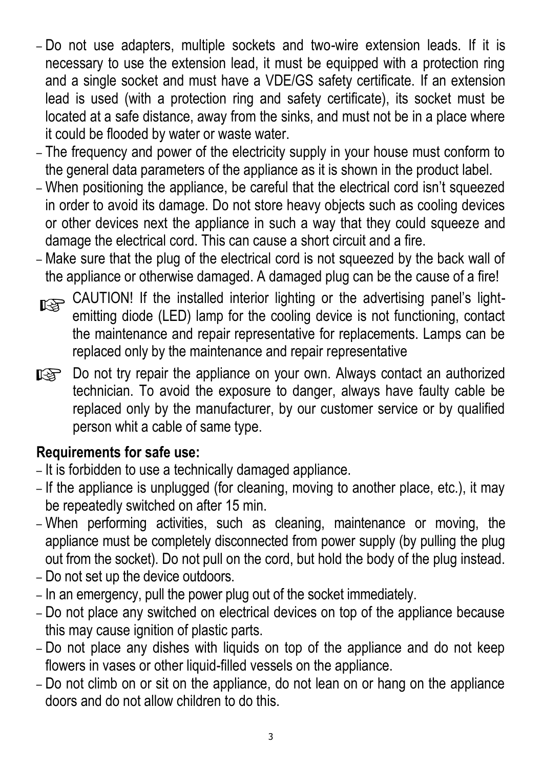- Do not use adapters, multiple sockets and two-wire extension leads. If it is necessary to use the extension lead, it must be equipped with a protection ring and a single socket and must have a VDE/GS safety certificate. If an extension lead is used (with a protection ring and safety certificate), its socket must be located at a safe distance, away from the sinks, and must not be in a place where it could be flooded by water or waste water.
- The frequency and power of the electricity supply in your house must conform to the general data parameters of the appliance as it is shown in the product label.
- When positioning the appliance, be careful that the electrical cord isn't squeezed in order to avoid its damage. Do not store heavy objects such as cooling devices or other devices next the appliance in such a way that they could squeeze and damage the electrical cord. This can cause a short circuit and a fire.
- Make sure that the plug of the electrical cord is not squeezed by the back wall of the appliance or otherwise damaged. A damaged plug can be the cause of a fire!

☞ CAUTION! If the installed interior lighting or the advertising panel's light-emitting diode (LED) lamp for the cooling device is not functioning, contact the maintenance and repair representative for replacements. Lamps can be replaced only by the maintenance and repair representative

☞ Do not try repair the appliance on your own. Always contact an authorized technician. To avoid the exposure to danger, always have faulty cable be replaced only by the manufacturer, by our customer service or by qualified person whit a cable of same type.

**Requirements for safe use:**

- It is forbidden to use a technically damaged appliance.
- If the appliance is unplugged (for cleaning, moving to another place, etc.), it may be repeatedly switched on after 15 min.
- When performing activities, such as cleaning, maintenance or moving, the appliance must be completely disconnected from power supply (by pulling the plug out from the socket). Do not pull on the cord, but hold the body of the plug instead.
- Do not set up the device outdoors.
- In an emergency, pull the power plug out of the socket immediately.
- Do not place any switched on electrical devices on top of the appliance because this may cause ignition of plastic parts.
- Do not place any dishes with liquids on top of the appliance and do not keep flowers in vases or other liquid-filled vessels on the appliance.
- Do not climb on or sit on the appliance, do not lean on or hang on the appliance doors and do not allow children to do this.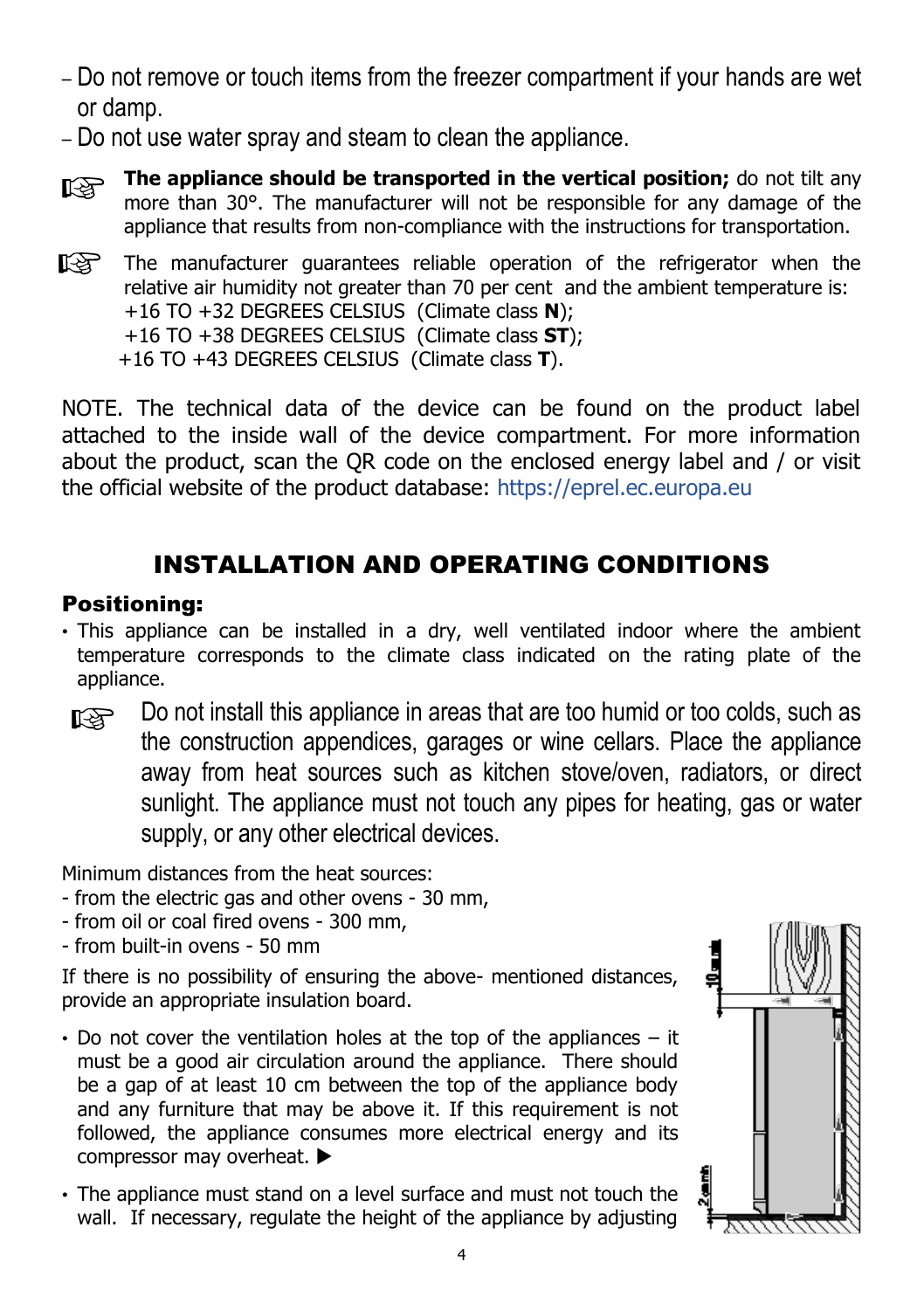– Do not remove or touch items from the freezer compartment if your hands are wet or damp.
– Do not use water spray and steam to clean the appliance.

☞ **The appliance should be transported in the vertical position;** do not tilt any more than 30°. The manufacturer will not be responsible for any damage of the appliance that results from non-compliance with the instructions for transportation.

☞ The manufacturer guarantees reliable operation of the refrigerator when the relative air humidity not greater than 70 per cent and the ambient temperature is:
+16 TO +32 DEGREES CELSIUS (Climate class **N**);
+16 TO +38 DEGREES CELSIUS (Climate class **ST**);
+16 TO +43 DEGREES CELSIUS (Climate class **T**).

NOTE. The technical data of the device can be found on the product label attached to the inside wall of the device compartment. For more information about the product, scan the QR code on the enclosed energy label and / or visit the official website of the product database: https://eprel.ec.europa.eu

## INSTALLATION AND OPERATING CONDITIONS

### Positioning:

- This appliance can be installed in a dry, well ventilated indoor where the ambient temperature corresponds to the climate class indicated on the rating plate of the appliance.

☞ Do not install this appliance in areas that are too humid or too colds, such as the construction appendices, garages or wine cellars. Place the appliance away from heat sources such as kitchen stove/oven, radiators, or direct sunlight. The appliance must not touch any pipes for heating, gas or water supply, or any other electrical devices.

Minimum distances from the heat sources:
- from the electric gas and other ovens - 30 mm,
- from oil or coal fired ovens - 300 mm,
- from built-in ovens - 50 mm

If there is no possibility of ensuring the above- mentioned distances, provide an appropriate insulation board.

- Do not cover the ventilation holes at the top of the appliances – it must be a good air circulation around the appliance. There should be a gap of at least 10 cm between the top of the appliance body and any furniture that may be above it. If this requirement is not followed, the appliance consumes more electrical energy and its compressor may overheat. ▶
- The appliance must stand on a level surface and must not touch the wall. If necessary, regulate the height of the appliance by adjusting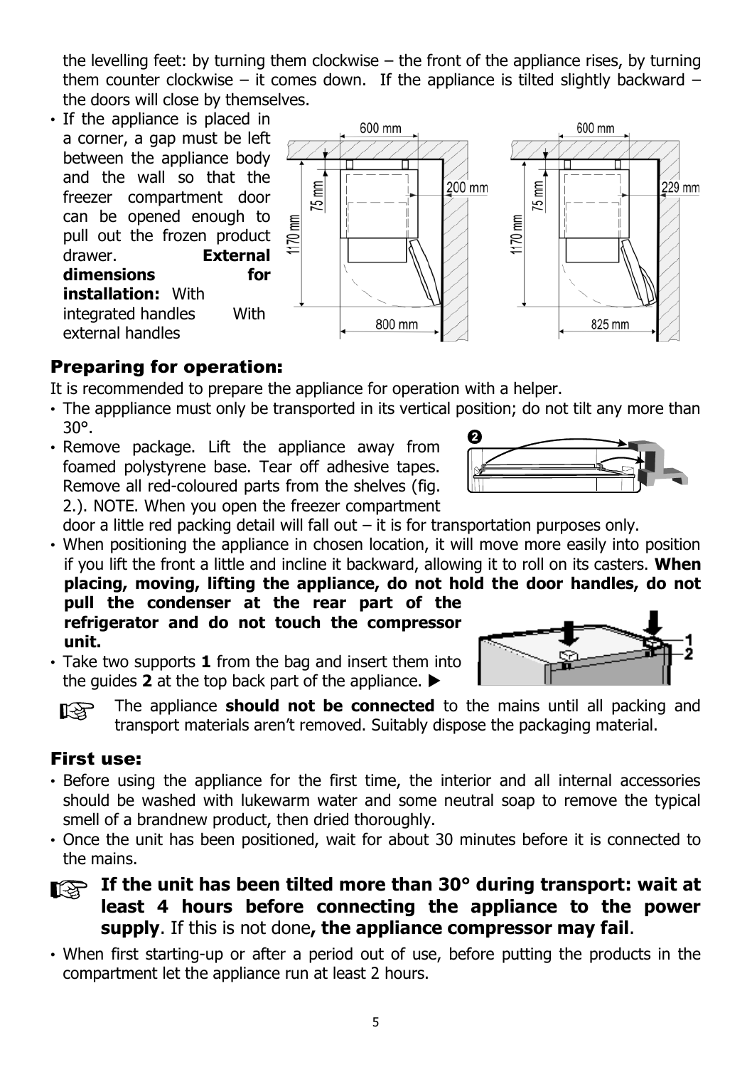the levelling feet: by turning them clockwise – the front of the appliance rises, by turning them counter clockwise – it comes down. If the appliance is tilted slightly backward – the doors will close by themselves.

- If the appliance is placed in a corner, a gap must be left between the appliance body and the wall so that the freezer compartment door can be opened enough to pull out the frozen product drawer. **External dimensions for installation:** With integrated handles With external handles

## Preparing for operation:

It is recommended to prepare the appliance for operation with a helper.

- The apppliance must only be transported in its vertical position; do not tilt any more than 30°.
- Remove package. Lift the appliance away from foamed polystyrene base. Tear off adhesive tapes. Remove all red-coloured parts from the shelves (fig. 2.). NOTE. When you open the freezer compartment door a little red packing detail will fall out – it is for transportation purposes only.
- When positioning the appliance in chosen location, it will move more easily into position if you lift the front a little and incline it backward, allowing it to roll on its casters. **When placing, moving, lifting the appliance, do not hold the door handles, do not pull the condenser at the rear part of the refrigerator and do not touch the compressor unit.**
- Take two supports **1** from the bag and insert them into the guides **2** at the top back part of the appliance. ▶

☞ The appliance **should not be connected** to the mains until all packing and transport materials aren't removed. Suitably dispose the packaging material.

## First use:

- Before using the appliance for the first time, the interior and all internal accessories should be washed with lukewarm water and some neutral soap to remove the typical smell of a brandnew product, then dried thoroughly.
- Once the unit has been positioned, wait for about 30 minutes before it is connected to the mains.

☞ **If the unit has been tilted more than 30° during transport: wait at least 4 hours before connecting the appliance to the power supply**. If this is not done**, the appliance compressor may fail**.

- When first starting-up or after a period out of use, before putting the products in the compartment let the appliance run at least 2 hours.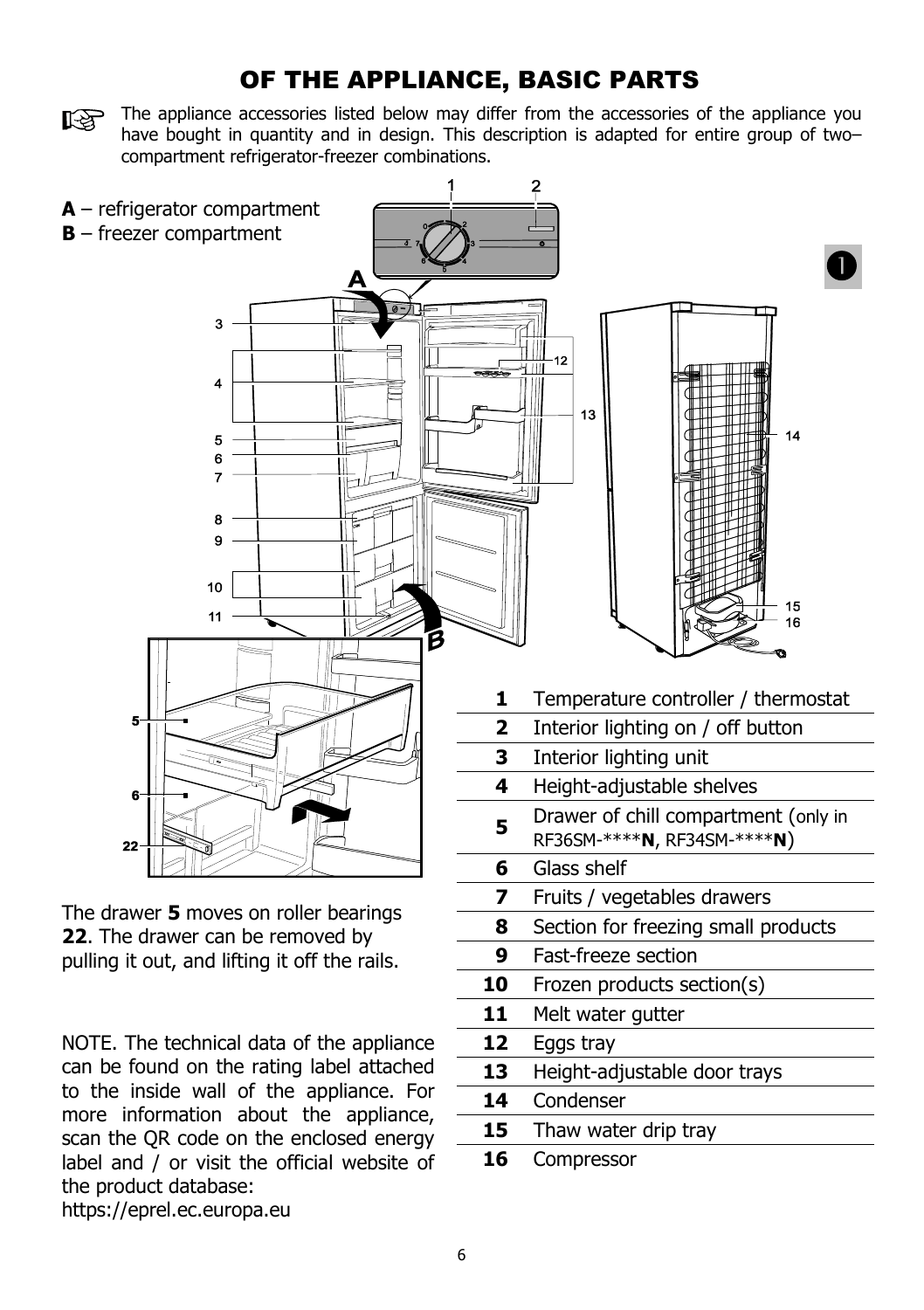# OF THE APPLIANCE, BASIC PARTS

The appliance accessories listed below may differ from the accessories of the appliance you have bought in quantity and in design. This description is adapted for entire group of two–compartment refrigerator-freezer combinations.

**A** – refrigerator compartment
**B** – freezer compartment

The drawer **5** moves on roller bearings **22**. The drawer can be removed by pulling it out, and lifting it off the rails.

| | |
|---|---|
| **1** | Temperature controller / thermostat |
| **2** | Interior lighting on / off button |
| **3** | Interior lighting unit |
| **4** | Height-adjustable shelves |
| **5** | Drawer of chill compartment (only in RF36SM-\*\*\*\***N**, RF34SM-\*\*\*\***N**) |
| **6** | Glass shelf |
| **7** | Fruits / vegetables drawers |
| **8** | Section for freezing small products |
| **9** | Fast-freeze section |
| **10** | Frozen products section(s) |
| **11** | Melt water gutter |
| **12** | Eggs tray |
| **13** | Height-adjustable door trays |
| **14** | Condenser |
| **15** | Thaw water drip tray |
| **16** | Compressor |

NOTE. The technical data of the appliance can be found on the rating label attached to the inside wall of the appliance. For more information about the appliance, scan the QR code on the enclosed energy label and / or visit the official website of the product database:
https://eprel.ec.europa.eu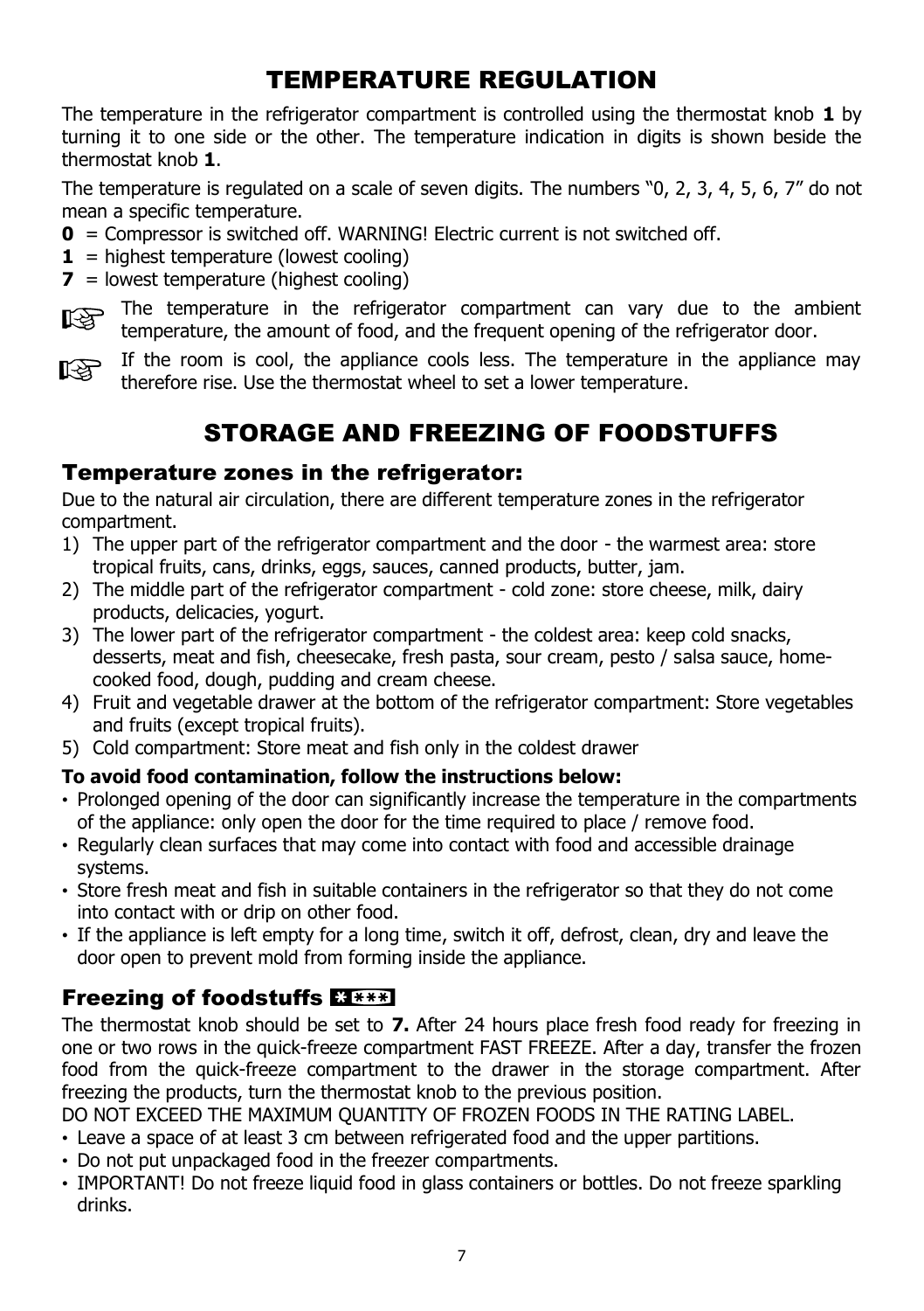# TEMPERATURE REGULATION

The temperature in the refrigerator compartment is controlled using the thermostat knob **1** by turning it to one side or the other. The temperature indication in digits is shown beside the thermostat knob **1**.

The temperature is regulated on a scale of seven digits. The numbers "0, 2, 3, 4, 5, 6, 7" do not mean a specific temperature.

**0** = Compressor is switched off. WARNING! Electric current is not switched off.
**1** = highest temperature (lowest cooling)
**7** = lowest temperature (highest cooling)

☞ The temperature in the refrigerator compartment can vary due to the ambient temperature, the amount of food, and the frequent opening of the refrigerator door.

☞ If the room is cool, the appliance cools less. The temperature in the appliance may therefore rise. Use the thermostat wheel to set a lower temperature.

# STORAGE AND FREEZING OF FOODSTUFFS

## Temperature zones in the refrigerator:

Due to the natural air circulation, there are different temperature zones in the refrigerator compartment.

1) The upper part of the refrigerator compartment and the door - the warmest area: store tropical fruits, cans, drinks, eggs, sauces, canned products, butter, jam.
2) The middle part of the refrigerator compartment - cold zone: store cheese, milk, dairy products, delicacies, yogurt.
3) The lower part of the refrigerator compartment - the coldest area: keep cold snacks, desserts, meat and fish, cheesecake, fresh pasta, sour cream, pesto / salsa sauce, home-cooked food, dough, pudding and cream cheese.
4) Fruit and vegetable drawer at the bottom of the refrigerator compartment: Store vegetables and fruits (except tropical fruits).
5) Cold compartment: Store meat and fish only in the coldest drawer

**To avoid food contamination, follow the instructions below:**

- Prolonged opening of the door can significantly increase the temperature in the compartments of the appliance: only open the door for the time required to place / remove food.
- Regularly clean surfaces that may come into contact with food and accessible drainage systems.
- Store fresh meat and fish in suitable containers in the refrigerator so that they do not come into contact with or drip on other food.
- If the appliance is left empty for a long time, switch it off, defrost, clean, dry and leave the door open to prevent mold from forming inside the appliance.

## Freezing of foodstuffs ✱***

The thermostat knob should be set to **7.** After 24 hours place fresh food ready for freezing in one or two rows in the quick-freeze compartment FAST FREEZE. After a day, transfer the frozen food from the quick-freeze compartment to the drawer in the storage compartment. After freezing the products, turn the thermostat knob to the previous position.

DO NOT EXCEED THE MAXIMUM QUANTITY OF FROZEN FOODS IN THE RATING LABEL.

- Leave a space of at least 3 cm between refrigerated food and the upper partitions.
- Do not put unpackaged food in the freezer compartments.
- IMPORTANT! Do not freeze liquid food in glass containers or bottles. Do not freeze sparkling drinks.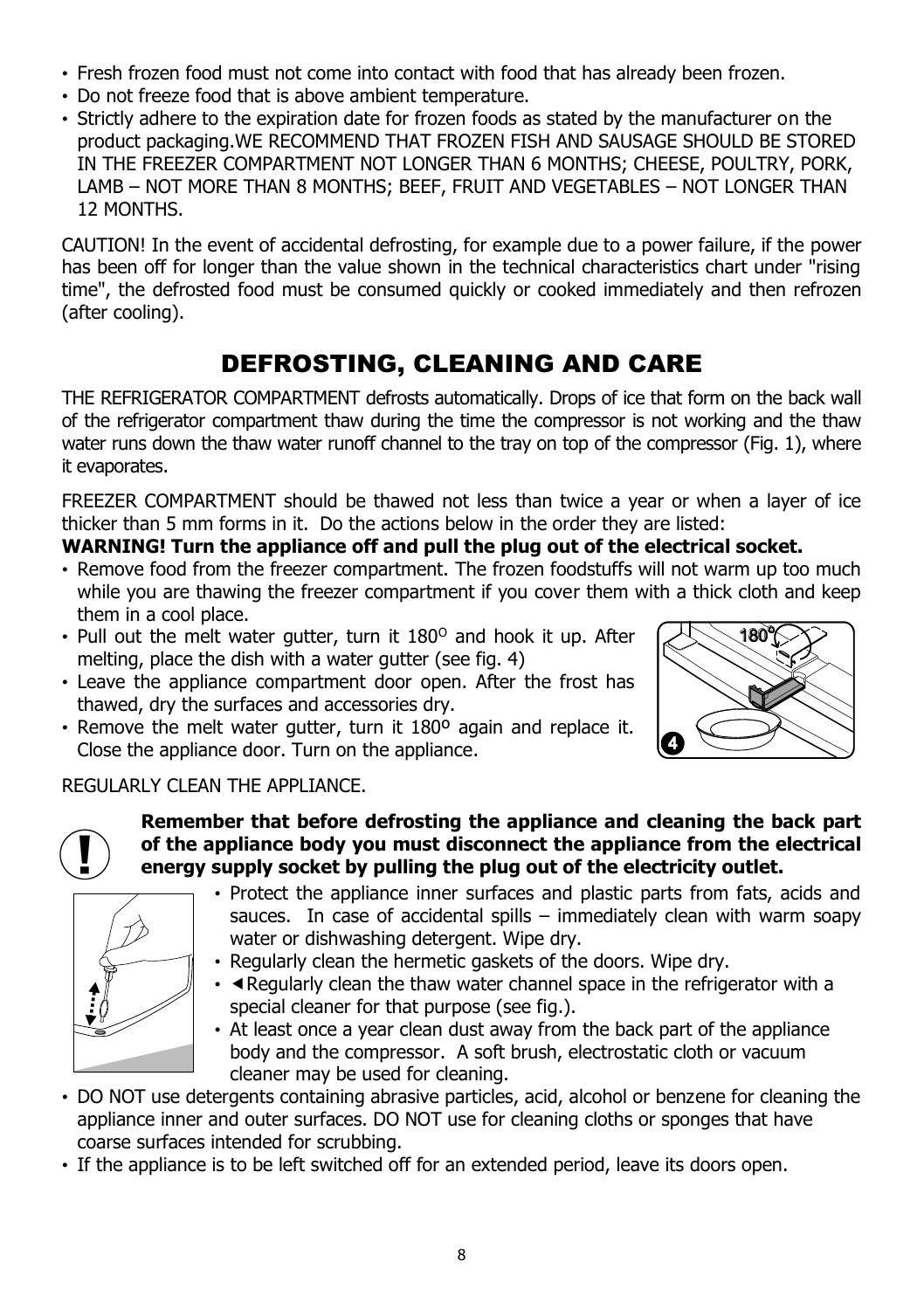- Fresh frozen food must not come into contact with food that has already been frozen.
- Do not freeze food that is above ambient temperature.
- Strictly adhere to the expiration date for frozen foods as stated by the manufacturer on the product packaging.WE RECOMMEND THAT FROZEN FISH AND SAUSAGE SHOULD BE STORED IN THE FREEZER COMPARTMENT NOT LONGER THAN 6 MONTHS; CHEESE, POULTRY, PORK, LAMB – NOT MORE THAN 8 MONTHS; BEEF, FRUIT AND VEGETABLES – NOT LONGER THAN 12 MONTHS.

CAUTION! In the event of accidental defrosting, for example due to a power failure, if the power has been off for longer than the value shown in the technical characteristics chart under "rising time", the defrosted food must be consumed quickly or cooked immediately and then refrozen (after cooling).

# DEFROSTING, CLEANING AND CARE

THE REFRIGERATOR COMPARTMENT defrosts automatically. Drops of ice that form on the back wall of the refrigerator compartment thaw during the time the compressor is not working and the thaw water runs down the thaw water runoff channel to the tray on top of the compressor (Fig. 1), where it evaporates.

FREEZER COMPARTMENT should be thawed not less than twice a year or when a layer of ice thicker than 5 mm forms in it. Do the actions below in the order they are listed:

**WARNING! Turn the appliance off and pull the plug out of the electrical socket.**

- Remove food from the freezer compartment. The frozen foodstuffs will not warm up too much while you are thawing the freezer compartment if you cover them with a thick cloth and keep them in a cool place.
- Pull out the melt water gutter, turn it 180$^{O}$ and hook it up. After melting, place the dish with a water gutter (see fig. 4)
- Leave the appliance compartment door open. After the frost has thawed, dry the surfaces and accessories dry.
- Remove the melt water gutter, turn it 180º again and replace it. Close the appliance door. Turn on the appliance.

REGULARLY CLEAN THE APPLIANCE.

**Remember that before defrosting the appliance and cleaning the back part of the appliance body you must disconnect the appliance from the electrical energy supply socket by pulling the plug out of the electricity outlet.**

- Protect the appliance inner surfaces and plastic parts from fats, acids and sauces. In case of accidental spills – immediately clean with warm soapy water or dishwashing detergent. Wipe dry.
- Regularly clean the hermetic gaskets of the doors. Wipe dry.
- ◄Regularly clean the thaw water channel space in the refrigerator with a special cleaner for that purpose (see fig.).
- At least once a year clean dust away from the back part of the appliance body and the compressor. A soft brush, electrostatic cloth or vacuum cleaner may be used for cleaning.
- DO NOT use detergents containing abrasive particles, acid, alcohol or benzene for cleaning the appliance inner and outer surfaces. DO NOT use for cleaning cloths or sponges that have coarse surfaces intended for scrubbing.
- If the appliance is to be left switched off for an extended period, leave its doors open.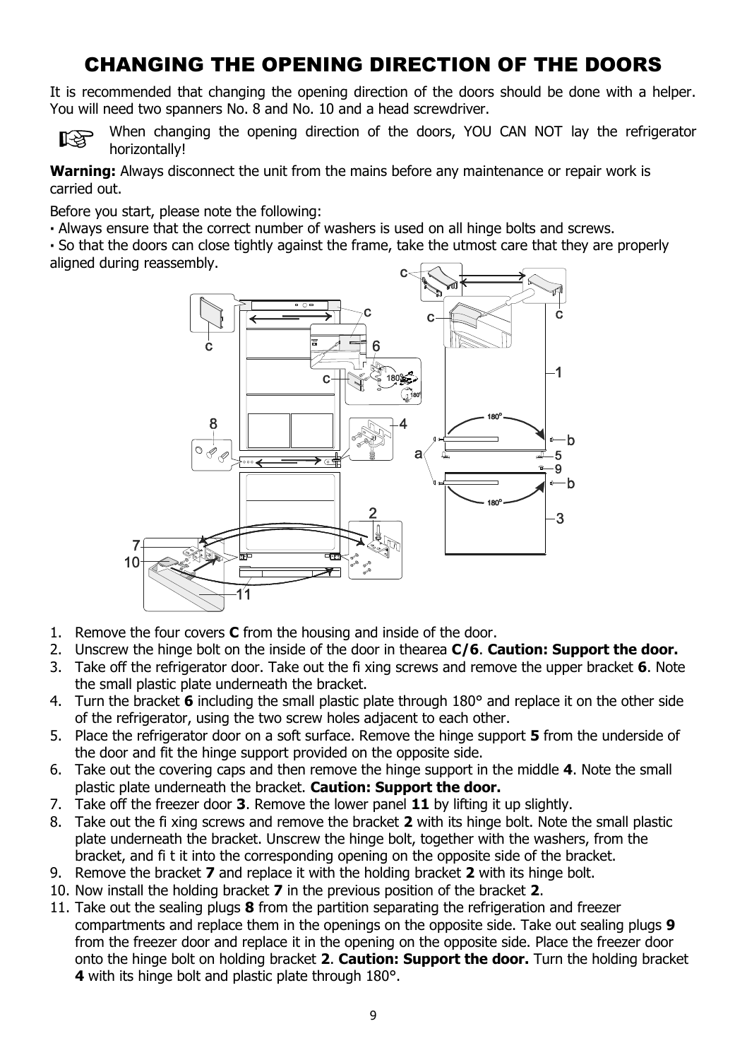# CHANGING THE OPENING DIRECTION OF THE DOORS

It is recommended that changing the opening direction of the doors should be done with a helper. You will need two spanners No. 8 and No. 10 and a head screwdriver.

☞ When changing the opening direction of the doors, YOU CAN NOT lay the refrigerator horizontally!

**Warning:** Always disconnect the unit from the mains before any maintenance or repair work is carried out.

Before you start, please note the following:

- Always ensure that the correct number of washers is used on all hinge bolts and screws.
- So that the doors can close tightly against the frame, take the utmost care that they are properly aligned during reassembly.

1. Remove the four covers **C** from the housing and inside of the door.
2. Unscrew the hinge bolt on the inside of the door in thearea **C/6**. **Caution: Support the door.**
3. Take off the refrigerator door. Take out the fi xing screws and remove the upper bracket **6**. Note the small plastic plate underneath the bracket.
4. Turn the bracket **6** including the small plastic plate through 180° and replace it on the other side of the refrigerator, using the two screw holes adjacent to each other.
5. Place the refrigerator door on a soft surface. Remove the hinge support **5** from the underside of the door and fit the hinge support provided on the opposite side.
6. Take out the covering caps and then remove the hinge support in the middle **4**. Note the small plastic plate underneath the bracket. **Caution: Support the door.**
7. Take off the freezer door **3**. Remove the lower panel **11** by lifting it up slightly.
8. Take out the fi xing screws and remove the bracket **2** with its hinge bolt. Note the small plastic plate underneath the bracket. Unscrew the hinge bolt, together with the washers, from the bracket, and fi t it into the corresponding opening on the opposite side of the bracket.
9. Remove the bracket **7** and replace it with the holding bracket **2** with its hinge bolt.
10. Now install the holding bracket **7** in the previous position of the bracket **2**.
11. Take out the sealing plugs **8** from the partition separating the refrigeration and freezer compartments and replace them in the openings on the opposite side. Take out sealing plugs **9** from the freezer door and replace it in the opening on the opposite side. Place the freezer door onto the hinge bolt on holding bracket **2**. **Caution: Support the door.** Turn the holding bracket **4** with its hinge bolt and plastic plate through 180°.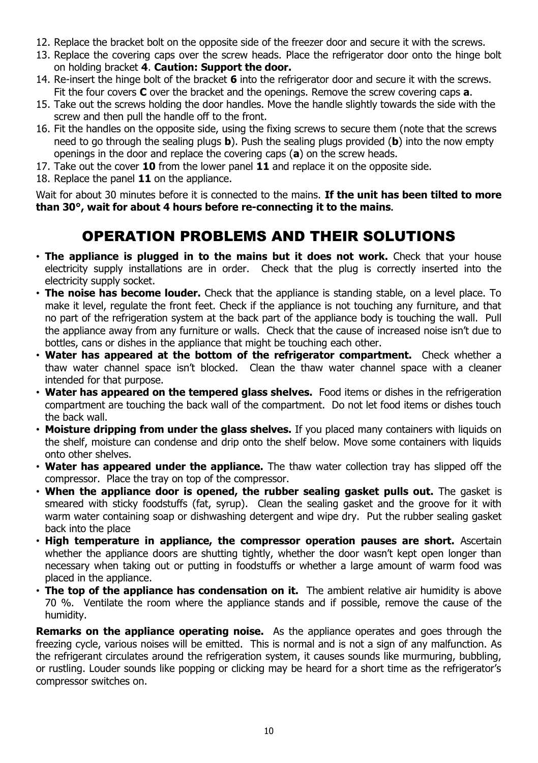12. Replace the bracket bolt on the opposite side of the freezer door and secure it with the screws.
13. Replace the covering caps over the screw heads. Place the refrigerator door onto the hinge bolt on holding bracket **4**. **Caution: Support the door.**
14. Re-insert the hinge bolt of the bracket **6** into the refrigerator door and secure it with the screws. Fit the four covers **C** over the bracket and the openings. Remove the screw covering caps **a**.
15. Take out the screws holding the door handles. Move the handle slightly towards the side with the screw and then pull the handle off to the front.
16. Fit the handles on the opposite side, using the fixing screws to secure them (note that the screws need to go through the sealing plugs **b**). Push the sealing plugs provided (**b**) into the now empty openings in the door and replace the covering caps (**a**) on the screw heads.
17. Take out the cover **10** from the lower panel **11** and replace it on the opposite side.
18. Replace the panel **11** on the appliance.

Wait for about 30 minutes before it is connected to the mains. **If the unit has been tilted to more than 30°, wait for about 4 hours before re-connecting it to the mains**.

# OPERATION PROBLEMS AND THEIR SOLUTIONS

- **The appliance is plugged in to the mains but it does not work.** Check that your house electricity supply installations are in order. Check that the plug is correctly inserted into the electricity supply socket.
- **The noise has become louder.** Check that the appliance is standing stable, on a level place. To make it level, regulate the front feet. Check if the appliance is not touching any furniture, and that no part of the refrigeration system at the back part of the appliance body is touching the wall. Pull the appliance away from any furniture or walls. Check that the cause of increased noise isn't due to bottles, cans or dishes in the appliance that might be touching each other.
- **Water has appeared at the bottom of the refrigerator compartment.** Check whether a thaw water channel space isn't blocked. Clean the thaw water channel space with a cleaner intended for that purpose.
- **Water has appeared on the tempered glass shelves.** Food items or dishes in the refrigeration compartment are touching the back wall of the compartment. Do not let food items or dishes touch the back wall.
- **Moisture dripping from under the glass shelves.** If you placed many containers with liquids on the shelf, moisture can condense and drip onto the shelf below. Move some containers with liquids onto other shelves.
- **Water has appeared under the appliance.** The thaw water collection tray has slipped off the compressor. Place the tray on top of the compressor.
- **When the appliance door is opened, the rubber sealing gasket pulls out.** The gasket is smeared with sticky foodstuffs (fat, syrup). Clean the sealing gasket and the groove for it with warm water containing soap or dishwashing detergent and wipe dry. Put the rubber sealing gasket back into the place
- **High temperature in appliance, the compressor operation pauses are short.** Ascertain whether the appliance doors are shutting tightly, whether the door wasn't kept open longer than necessary when taking out or putting in foodstuffs or whether a large amount of warm food was placed in the appliance.
- **The top of the appliance has condensation on it.** The ambient relative air humidity is above 70 %. Ventilate the room where the appliance stands and if possible, remove the cause of the humidity.

**Remarks on the appliance operating noise.** As the appliance operates and goes through the freezing cycle, various noises will be emitted. This is normal and is not a sign of any malfunction. As the refrigerant circulates around the refrigeration system, it causes sounds like murmuring, bubbling, or rustling. Louder sounds like popping or clicking may be heard for a short time as the refrigerator's compressor switches on.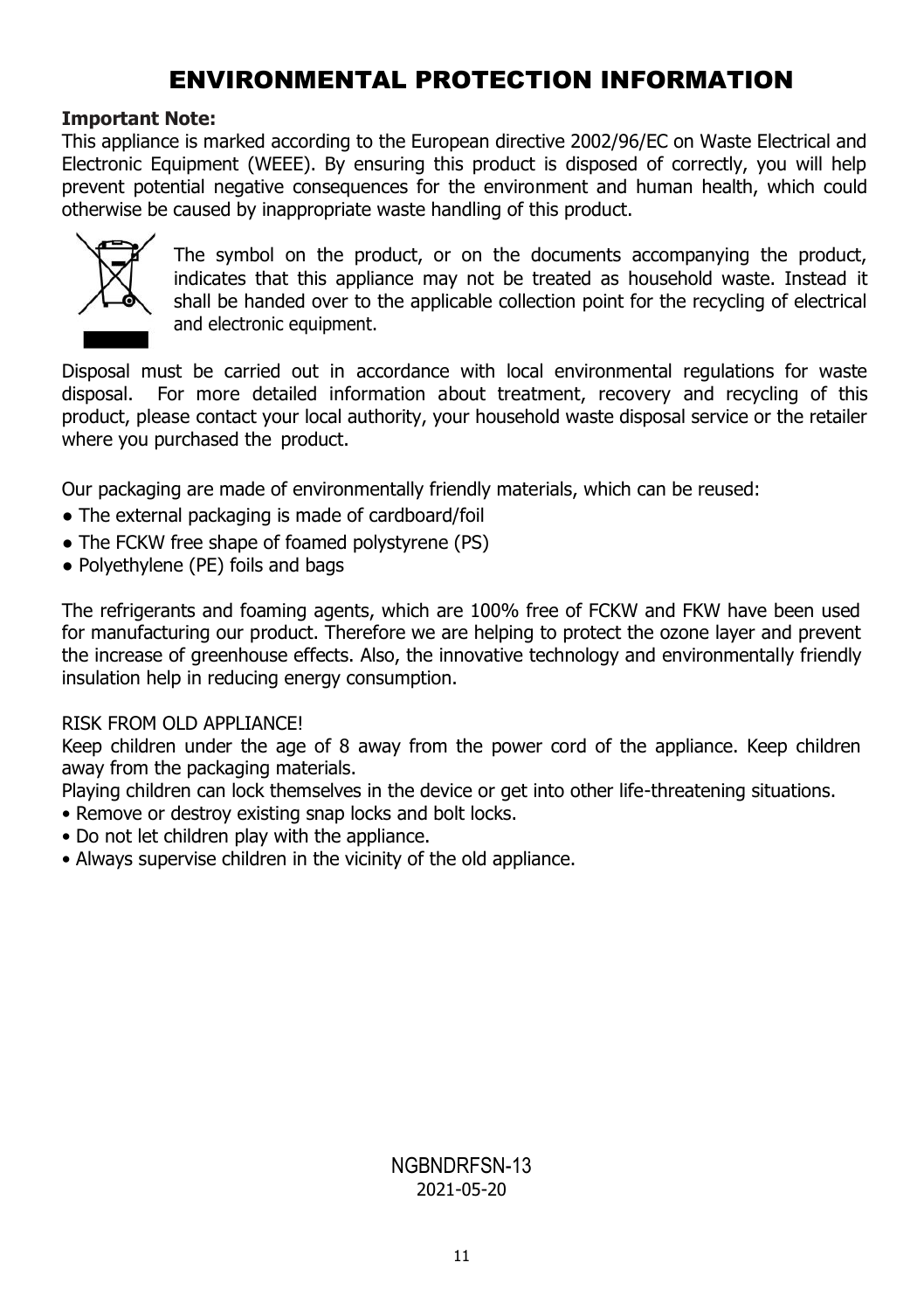# ENVIRONMENTAL PROTECTION INFORMATION

**Important Note:**
This appliance is marked according to the European directive 2002/96/EC on Waste Electrical and Electronic Equipment (WEEE). By ensuring this product is disposed of correctly, you will help prevent potential negative consequences for the environment and human health, which could otherwise be caused by inappropriate waste handling of this product.

The symbol on the product, or on the documents accompanying the product, indicates that this appliance may not be treated as household waste. Instead it shall be handed over to the applicable collection point for the recycling of electrical and electronic equipment.

Disposal must be carried out in accordance with local environmental regulations for waste disposal. For more detailed information about treatment, recovery and recycling of this product, please contact your local authority, your household waste disposal service or the retailer where you purchased the product.

Our packaging are made of environmentally friendly materials, which can be reused:

- The external packaging is made of cardboard/foil
- The FCKW free shape of foamed polystyrene (PS)
- Polyethylene (PE) foils and bags

The refrigerants and foaming agents, which are 100% free of FCKW and FKW have been used for manufacturing our product. Therefore we are helping to protect the ozone layer and prevent the increase of greenhouse effects. Also, the innovative technology and environmentally friendly insulation help in reducing energy consumption.

RISK FROM OLD APPLIANCE!
Keep children under the age of 8 away from the power cord of the appliance. Keep children away from the packaging materials.
Playing children can lock themselves in the device or get into other life-threatening situations.

- Remove or destroy existing snap locks and bolt locks.
- Do not let children play with the appliance.
- Always supervise children in the vicinity of the old appliance.

NGBNDRFSN-13
2021-05-20